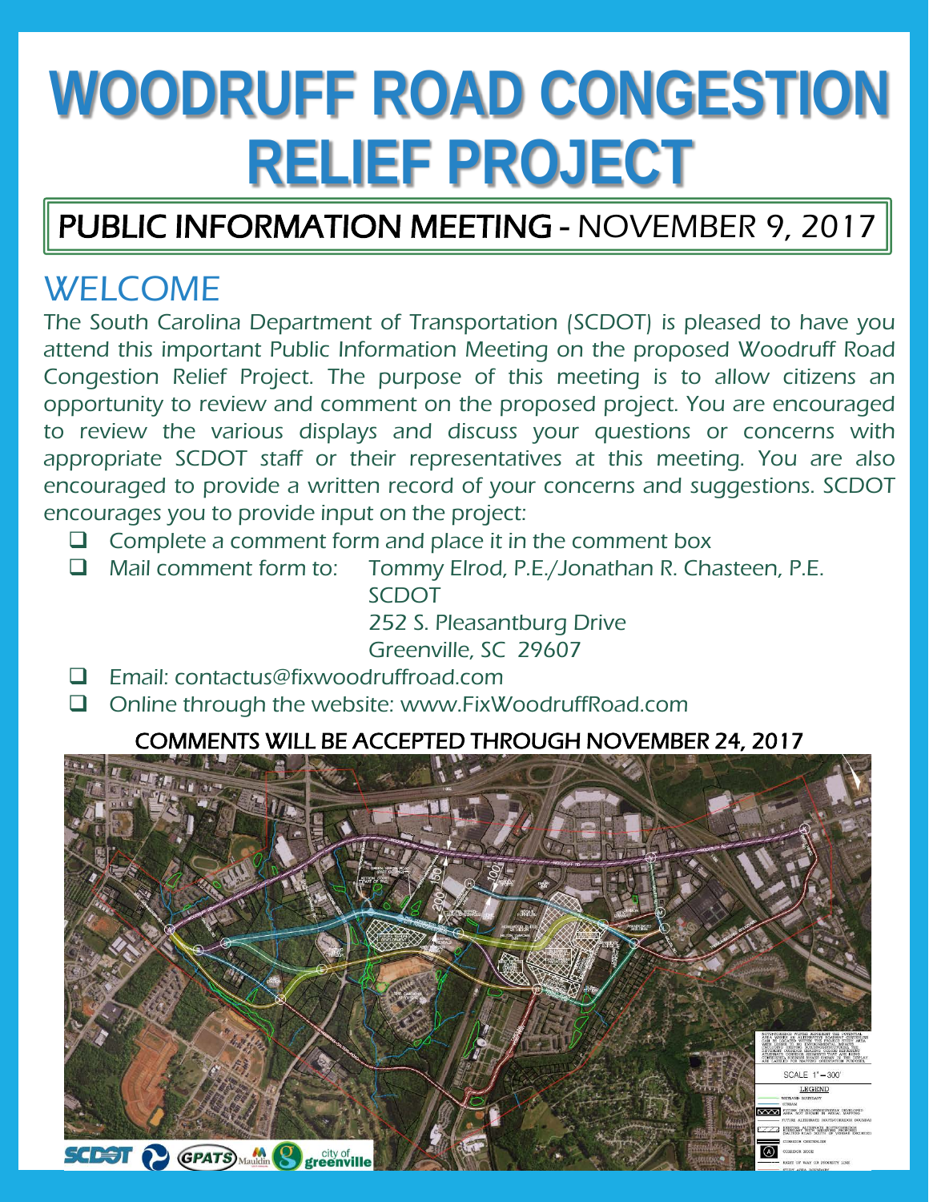# WOODRUFF ROAD CONGESTION RELIEF PROJECT

## PUBLIC INFORMATION MEETING - NOVEMBER 9, 2017

## WELCOME

The South Carolina Department of Transportation (SCDOT) is pleased to have you attend this important Public Information Meeting on the proposed Woodruff Road Congestion Relief Project. The purpose of this meeting is to allow citizens an opportunity to review and comment on the proposed project. You are encouraged to review the various displays and discuss your questions or concerns with appropriate SCDOT staff or their representatives at this meeting. You are also encouraged to provide a written record of your concerns and suggestions. SCDOT encourages you to provide input on the project:

- Complete a comment form and place it in the comment box
- Mail comment form to: Tommy Elrod, P.E./Jonathan R. Chasteen, P.E.
  SCDOT
  252 S. Pleasantburg Drive
  Greenville, SC 29607
- Email: contactus@fixwoodruffroad.com
- Online through the website: www.FixWoodruffRoad.com

**COMMENTS WILL BE ACCEPTED THROUGH NOVEMBER 24, 2017**

SCALE 1" = 300'

LEGEND

SCDOT GPATS Mauldin city of greenville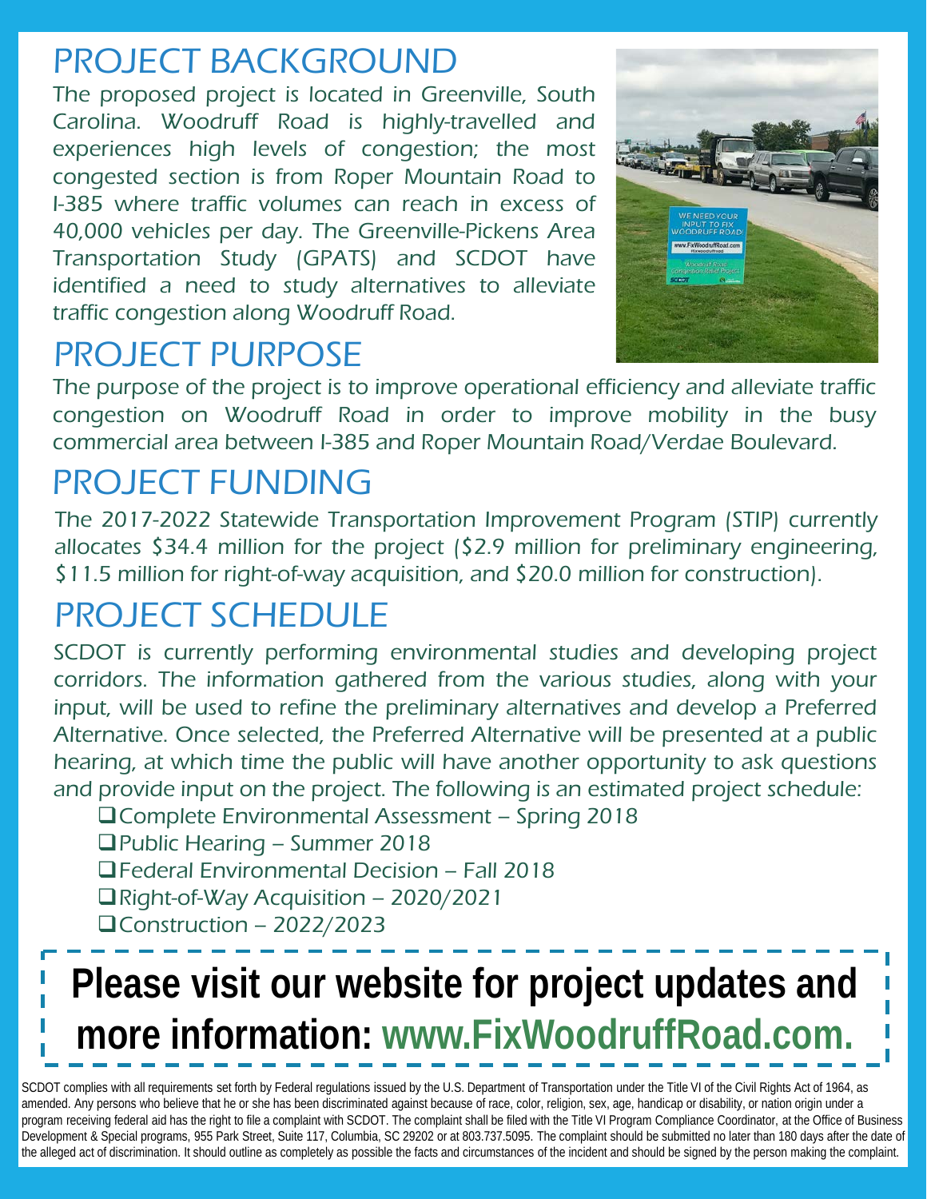# PROJECT BACKGROUND

The proposed project is located in Greenville, South Carolina. Woodruff Road is highly-travelled and experiences high levels of congestion; the most congested section is from Roper Mountain Road to I-385 where traffic volumes can reach in excess of 40,000 vehicles per day. The Greenville-Pickens Area Transportation Study (GPATS) and SCDOT have identified a need to study alternatives to alleviate traffic congestion along Woodruff Road.

# PROJECT PURPOSE

The purpose of the project is to improve operational efficiency and alleviate traffic congestion on Woodruff Road in order to improve mobility in the busy commercial area between I-385 and Roper Mountain Road/Verdae Boulevard.

# PROJECT FUNDING

The 2017-2022 Statewide Transportation Improvement Program (STIP) currently allocates $34.4 million for the project ($2.9 million for preliminary engineering, $11.5 million for right-of-way acquisition, and $20.0 million for construction).

# PROJECT SCHEDULE

SCDOT is currently performing environmental studies and developing project corridors. The information gathered from the various studies, along with your input, will be used to refine the preliminary alternatives and develop a Preferred Alternative. Once selected, the Preferred Alternative will be presented at a public hearing, at which time the public will have another opportunity to ask questions and provide input on the project. The following is an estimated project schedule:

- ❑ Complete Environmental Assessment – Spring 2018
- ❑ Public Hearing – Summer 2018
- ❑ Federal Environmental Decision – Fall 2018
- ❑ Right-of-Way Acquisition – 2020/2021
- ❑ Construction – 2022/2023

**Please visit our website for project updates and more information: www.FixWoodruffRoad.com.**

SCDOT complies with all requirements set forth by Federal regulations issued by the U.S. Department of Transportation under the Title VI of the Civil Rights Act of 1964, as amended. Any persons who believe that he or she has been discriminated against because of race, color, religion, sex, age, handicap or disability, or nation origin under a program receiving federal aid has the right to file a complaint with SCDOT. The complaint shall be filed with the Title VI Program Compliance Coordinator, at the Office of Business Development & Special programs, 955 Park Street, Suite 117, Columbia, SC 29202 or at 803.737.5095. The complaint should be submitted no later than 180 days after the date of the alleged act of discrimination. It should outline as completely as possible the facts and circumstances of the incident and should be signed by the person making the complaint.